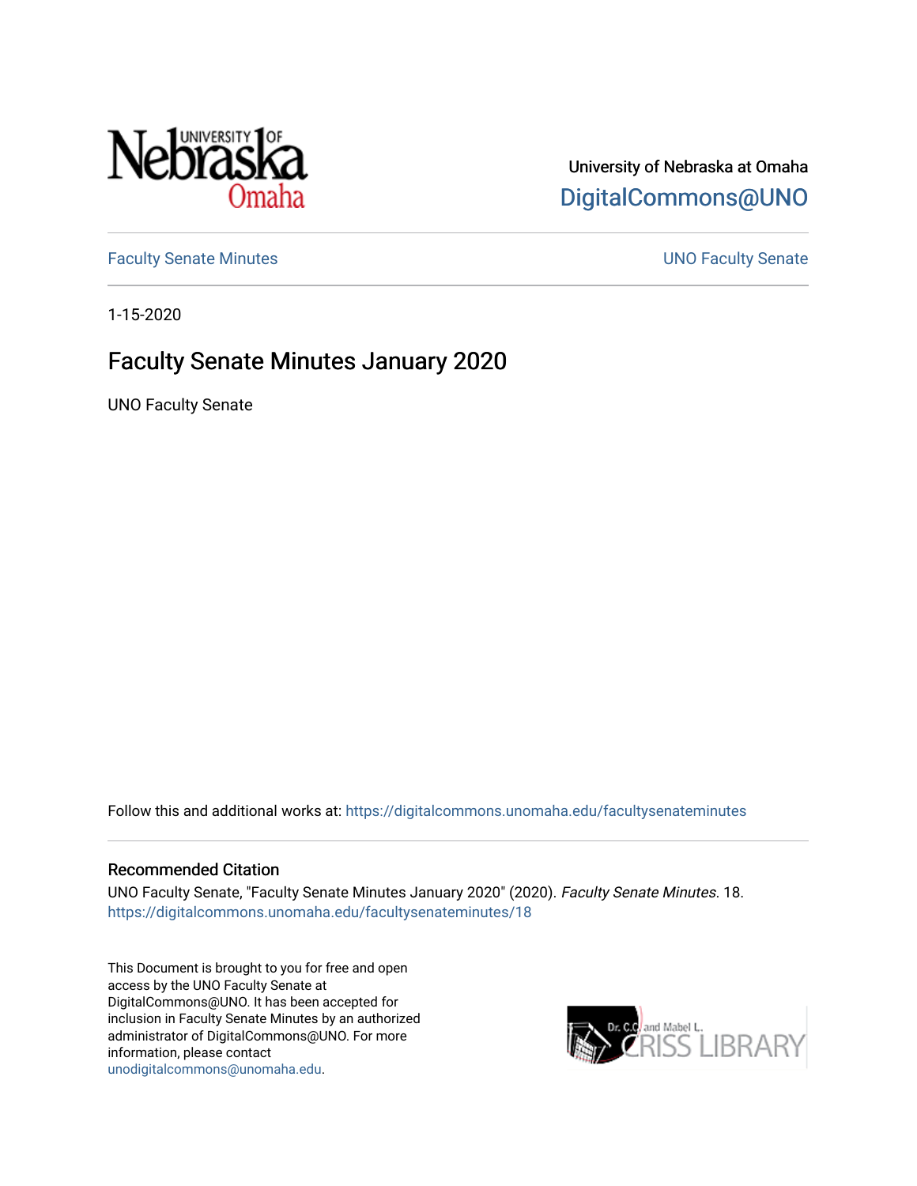University of Nebraska at Omaha

DigitalCommons@UNO

Faculty Senate Minutes

UNO Faculty Senate

1-15-2020

# Faculty Senate Minutes January 2020

UNO Faculty Senate

Follow this and additional works at: https://digitalcommons.unomaha.edu/facultysenateminutes

## Recommended Citation

UNO Faculty Senate, "Faculty Senate Minutes January 2020" (2020). *Faculty Senate Minutes*. 18.
https://digitalcommons.unomaha.edu/facultysenateminutes/18

This Document is brought to you for free and open access by the UNO Faculty Senate at DigitalCommons@UNO. It has been accepted for inclusion in Faculty Senate Minutes by an authorized administrator of DigitalCommons@UNO. For more information, please contact unodigitalcommons@unomaha.edu.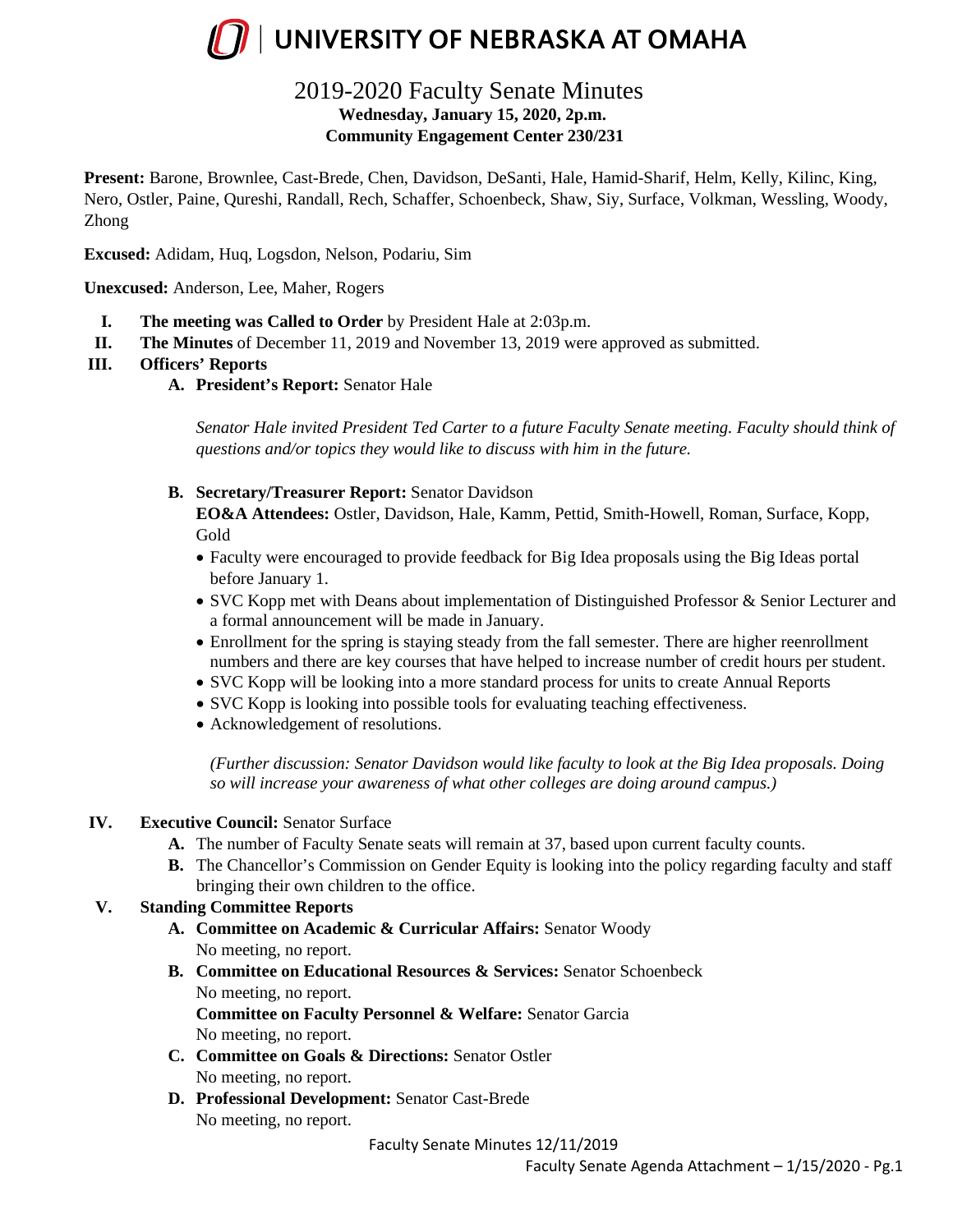# UNIVERSITY OF NEBRASKA AT OMAHA

## 2019-2020 Faculty Senate Minutes

**Wednesday, January 15, 2020, 2p.m.**
**Community Engagement Center 230/231**

**Present:** Barone, Brownlee, Cast-Brede, Chen, Davidson, DeSanti, Hale, Hamid-Sharif, Helm, Kelly, Kilinc, King, Nero, Ostler, Paine, Qureshi, Randall, Rech, Schaffer, Schoenbeck, Shaw, Siy, Surface, Volkman, Wessling, Woody, Zhong

**Excused:** Adidam, Huq, Logsdon, Nelson, Podariu, Sim

**Unexcused:** Anderson, Lee, Maher, Rogers

I. **The meeting was Called to Order** by President Hale at 2:03p.m.

II. **The Minutes** of December 11, 2019 and November 13, 2019 were approved as submitted.

III. **Officers' Reports**

   A. **President's Report:** Senator Hale

      *Senator Hale invited President Ted Carter to a future Faculty Senate meeting. Faculty should think of questions and/or topics they would like to discuss with him in the future.*

   B. **Secretary/Treasurer Report:** Senator Davidson

      **EO&A Attendees:** Ostler, Davidson, Hale, Kamm, Pettid, Smith-Howell, Roman, Surface, Kopp, Gold

      - Faculty were encouraged to provide feedback for Big Idea proposals using the Big Ideas portal before January 1.
      - SVC Kopp met with Deans about implementation of Distinguished Professor & Senior Lecturer and a formal announcement will be made in January.
      - Enrollment for the spring is staying steady from the fall semester. There are higher reenrollment numbers and there are key courses that have helped to increase number of credit hours per student.
      - SVC Kopp will be looking into a more standard process for units to create Annual Reports
      - SVC Kopp is looking into possible tools for evaluating teaching effectiveness.
      - Acknowledgement of resolutions.

      *(Further discussion: Senator Davidson would like faculty to look at the Big Idea proposals. Doing so will increase your awareness of what other colleges are doing around campus.)*

IV. **Executive Council:** Senator Surface

   A. The number of Faculty Senate seats will remain at 37, based upon current faculty counts.

   B. The Chancellor's Commission on Gender Equity is looking into the policy regarding faculty and staff bringing their own children to the office.

V. **Standing Committee Reports**

   A. **Committee on Academic & Curricular Affairs:** Senator Woody
      No meeting, no report.

   B. **Committee on Educational Resources & Services:** Senator Schoenbeck
      No meeting, no report.
      **Committee on Faculty Personnel & Welfare:** Senator Garcia
      No meeting, no report.

   C. **Committee on Goals & Directions:** Senator Ostler
      No meeting, no report.

   D. **Professional Development:** Senator Cast-Brede
      No meeting, no report.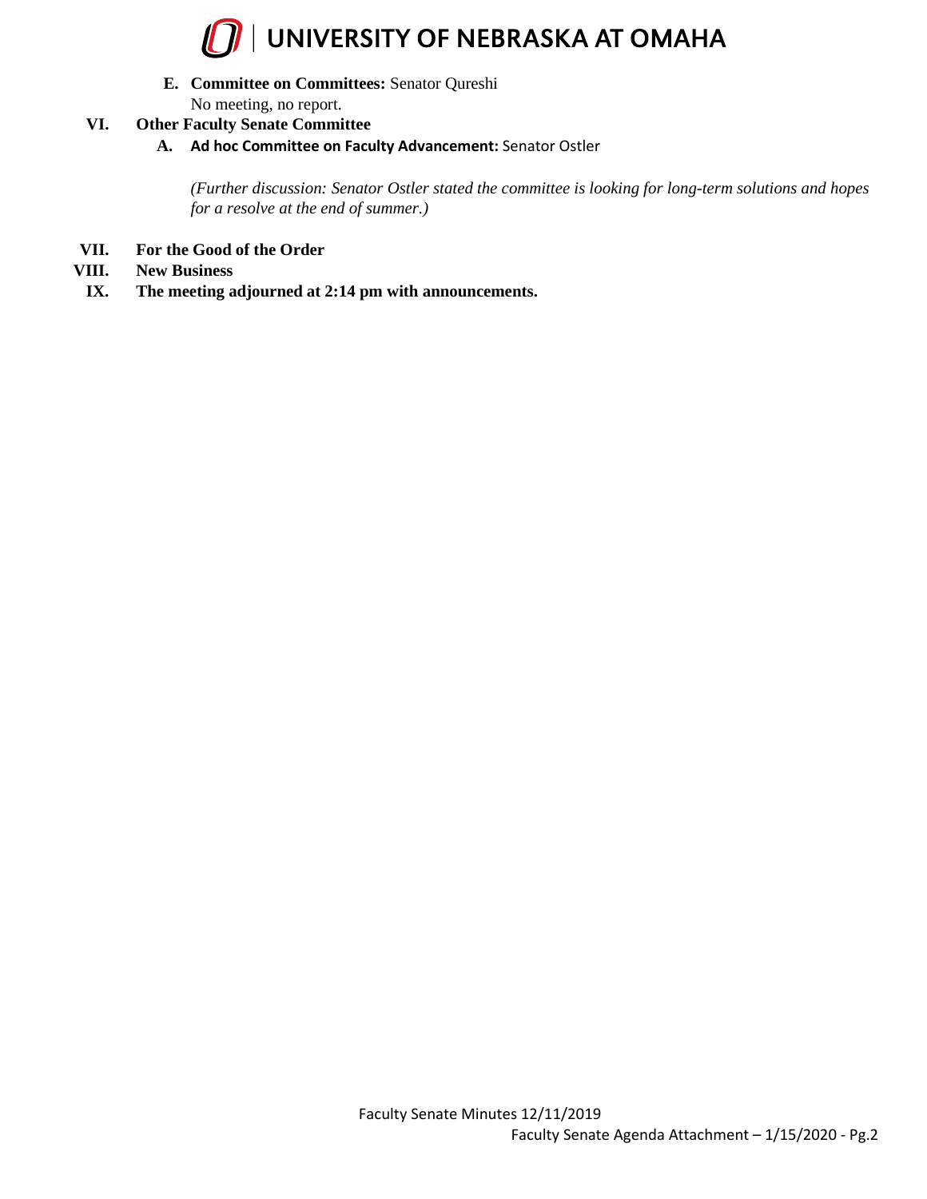**E. Committee on Committees:** Senator Qureshi

No meeting, no report.

**VI. Other Faculty Senate Committee**

**A. Ad hoc Committee on Faculty Advancement:** Senator Ostler

*(Further discussion: Senator Ostler stated the committee is looking for long-term solutions and hopes for a resolve at the end of summer.)*

**VII. For the Good of the Order**

**VIII. New Business**

**IX. The meeting adjourned at 2:14 pm with announcements.**